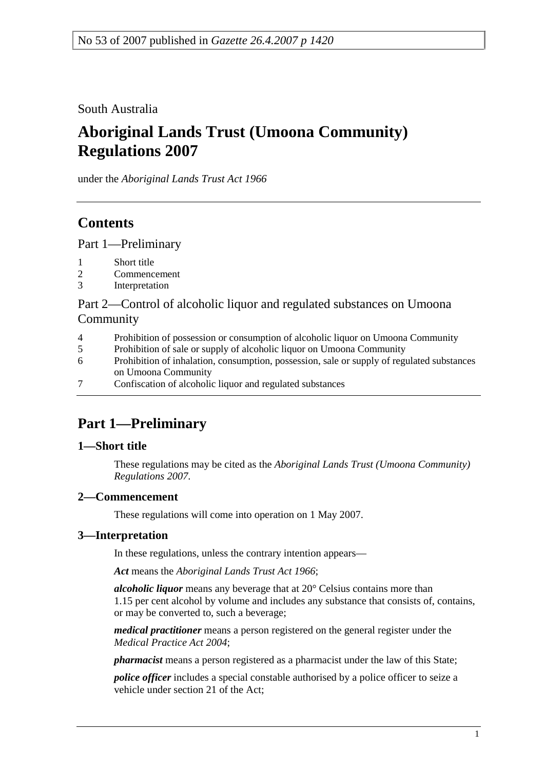No 53 of 2007 published in *Gazette 26.4.2007 p 1420*

South Australia

# Aboriginal Lands Trust (Umoona Community) Regulations 2007

under the *Aboriginal Lands Trust Act 1966*

## Contents

Part 1—Preliminary

1 Short title
2 Commencement
3 Interpretation

Part 2—Control of alcoholic liquor and regulated substances on Umoona Community

4 Prohibition of possession or consumption of alcoholic liquor on Umoona Community
5 Prohibition of sale or supply of alcoholic liquor on Umoona Community
6 Prohibition of inhalation, consumption, possession, sale or supply of regulated substances on Umoona Community
7 Confiscation of alcoholic liquor and regulated substances

## Part 1—Preliminary

### 1—Short title

These regulations may be cited as the *Aboriginal Lands Trust (Umoona Community) Regulations 2007*.

### 2—Commencement

These regulations will come into operation on 1 May 2007.

### 3—Interpretation

In these regulations, unless the contrary intention appears—

***Act*** means the *Aboriginal Lands Trust Act 1966*;

***alcoholic liquor*** means any beverage that at 20° Celsius contains more than 1.15 per cent alcohol by volume and includes any substance that consists of, contains, or may be converted to, such a beverage;

***medical practitioner*** means a person registered on the general register under the *Medical Practice Act 2004*;

***pharmacist*** means a person registered as a pharmacist under the law of this State;

***police officer*** includes a special constable authorised by a police officer to seize a vehicle under section 21 of the Act;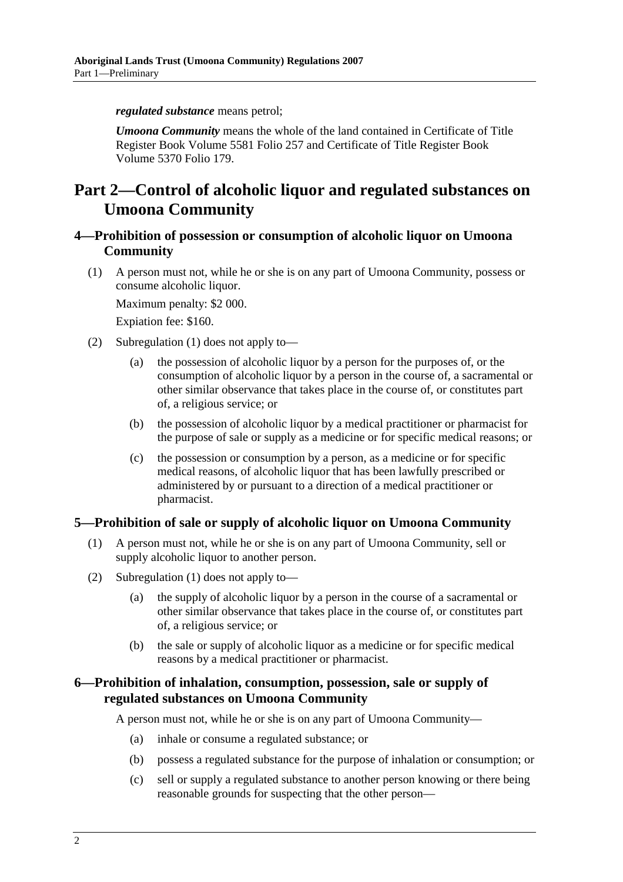***regulated substance*** means petrol;

***Umoona Community*** means the whole of the land contained in Certificate of Title Register Book Volume 5581 Folio 257 and Certificate of Title Register Book Volume 5370 Folio 179.

# Part 2—Control of alcoholic liquor and regulated substances on Umoona Community

## 4—Prohibition of possession or consumption of alcoholic liquor on Umoona Community

(1) A person must not, while he or she is on any part of Umoona Community, possess or consume alcoholic liquor.

Maximum penalty: $2 000.

Expiation fee: $160.

(2) Subregulation (1) does not apply to—

(a) the possession of alcoholic liquor by a person for the purposes of, or the consumption of alcoholic liquor by a person in the course of, a sacramental or other similar observance that takes place in the course of, or constitutes part of, a religious service; or

(b) the possession of alcoholic liquor by a medical practitioner or pharmacist for the purpose of sale or supply as a medicine or for specific medical reasons; or

(c) the possession or consumption by a person, as a medicine or for specific medical reasons, of alcoholic liquor that has been lawfully prescribed or administered by or pursuant to a direction of a medical practitioner or pharmacist.

## 5—Prohibition of sale or supply of alcoholic liquor on Umoona Community

(1) A person must not, while he or she is on any part of Umoona Community, sell or supply alcoholic liquor to another person.

(2) Subregulation (1) does not apply to—

(a) the supply of alcoholic liquor by a person in the course of a sacramental or other similar observance that takes place in the course of, or constitutes part of, a religious service; or

(b) the sale or supply of alcoholic liquor as a medicine or for specific medical reasons by a medical practitioner or pharmacist.

## 6—Prohibition of inhalation, consumption, possession, sale or supply of regulated substances on Umoona Community

A person must not, while he or she is on any part of Umoona Community—

(a) inhale or consume a regulated substance; or

(b) possess a regulated substance for the purpose of inhalation or consumption; or

(c) sell or supply a regulated substance to another person knowing or there being reasonable grounds for suspecting that the other person—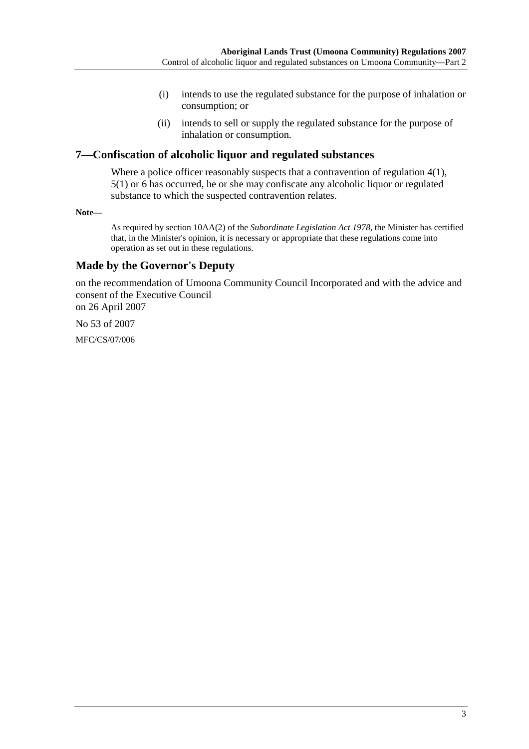(i) intends to use the regulated substance for the purpose of inhalation or consumption; or

(ii) intends to sell or supply the regulated substance for the purpose of inhalation or consumption.

## 7—Confiscation of alcoholic liquor and regulated substances

Where a police officer reasonably suspects that a contravention of regulation 4(1), 5(1) or 6 has occurred, he or she may confiscate any alcoholic liquor or regulated substance to which the suspected contravention relates.

**Note—**

As required by section 10AA(2) of the *Subordinate Legislation Act 1978*, the Minister has certified that, in the Minister's opinion, it is necessary or appropriate that these regulations come into operation as set out in these regulations.

## Made by the Governor's Deputy

on the recommendation of Umoona Community Council Incorporated and with the advice and consent of the Executive Council
on 26 April 2007

No 53 of 2007

MFC/CS/07/006